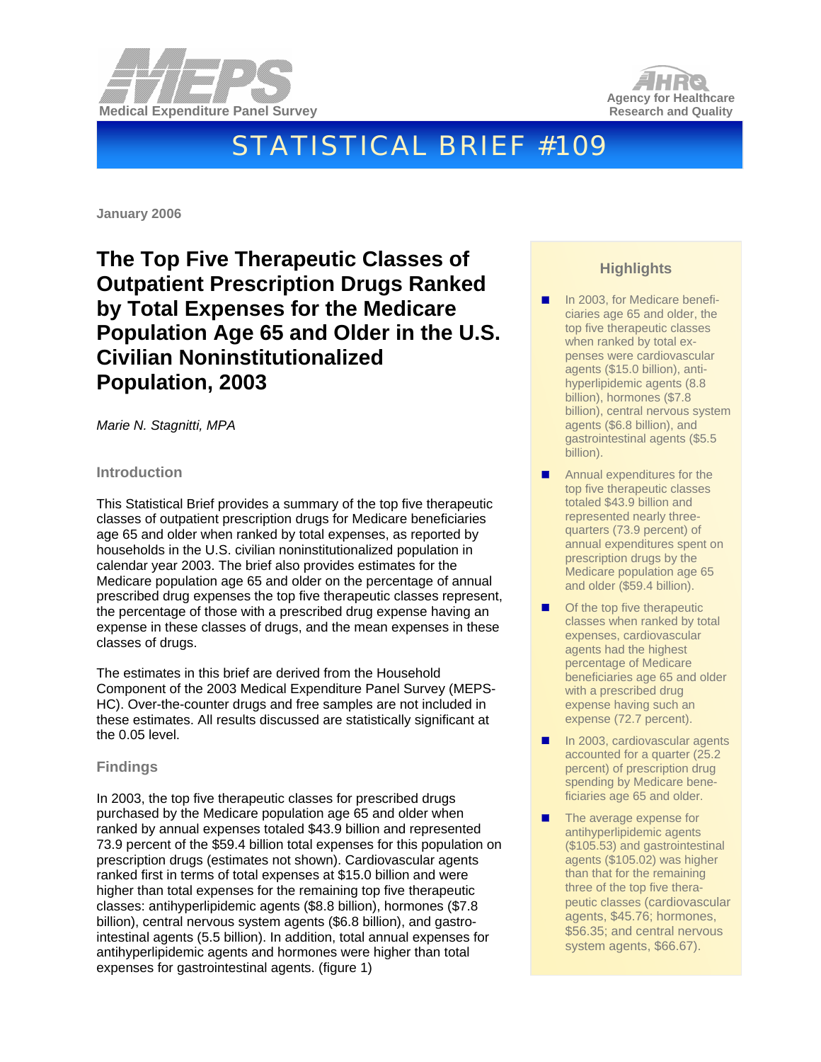Medical Expenditure Panel Survey

Agency for Healthcare Research and Quality

# STATISTICAL BRIEF #109

January 2006

## The Top Five Therapeutic Classes of Outpatient Prescription Drugs Ranked by Total Expenses for the Medicare Population Age 65 and Older in the U.S. Civilian Noninstitutionalized Population, 2003

*Marie N. Stagnitti, MPA*

### Introduction

This Statistical Brief provides a summary of the top five therapeutic classes of outpatient prescription drugs for Medicare beneficiaries age 65 and older when ranked by total expenses, as reported by households in the U.S. civilian noninstitutionalized population in calendar year 2003. The brief also provides estimates for the Medicare population age 65 and older on the percentage of annual prescribed drug expenses the top five therapeutic classes represent, the percentage of those with a prescribed drug expense having an expense in these classes of drugs, and the mean expenses in these classes of drugs.

The estimates in this brief are derived from the Household Component of the 2003 Medical Expenditure Panel Survey (MEPS-HC). Over-the-counter drugs and free samples are not included in these estimates. All results discussed are statistically significant at the 0.05 level.

### Findings

In 2003, the top five therapeutic classes for prescribed drugs purchased by the Medicare population age 65 and older when ranked by annual expenses totaled $43.9 billion and represented 73.9 percent of the $59.4 billion total expenses for this population on prescription drugs (estimates not shown). Cardiovascular agents ranked first in terms of total expenses at $15.0 billion and were higher than total expenses for the remaining top five therapeutic classes: antihyperlipidemic agents ($8.8 billion), hormones ($7.8 billion), central nervous system agents ($6.8 billion), and gastrointestinal agents (5.5 billion). In addition, total annual expenses for antihyperlipidemic agents and hormones were higher than total expenses for gastrointestinal agents. (figure 1)

### Highlights

- In 2003, for Medicare beneficiaries age 65 and older, the top five therapeutic classes when ranked by total expenses were cardiovascular agents ($15.0 billion), antihyperlipidemic agents (8.8 billion), hormones ($7.8 billion), central nervous system agents ($6.8 billion), and gastrointestinal agents ($5.5 billion).
- Annual expenditures for the top five therapeutic classes totaled $43.9 billion and represented nearly three-quarters (73.9 percent) of annual expenditures spent on prescription drugs by the Medicare population age 65 and older ($59.4 billion).
- Of the top five therapeutic classes when ranked by total expenses, cardiovascular agents had the highest percentage of Medicare beneficiaries age 65 and older with a prescribed drug expense having such an expense (72.7 percent).
- In 2003, cardiovascular agents accounted for a quarter (25.2 percent) of prescription drug spending by Medicare beneficiaries age 65 and older.
- The average expense for antihyperlipidemic agents ($105.53) and gastrointestinal agents ($105.02) was higher than that for the remaining three of the top five therapeutic classes (cardiovascular agents, $45.76; hormones, $56.35; and central nervous system agents, $66.67).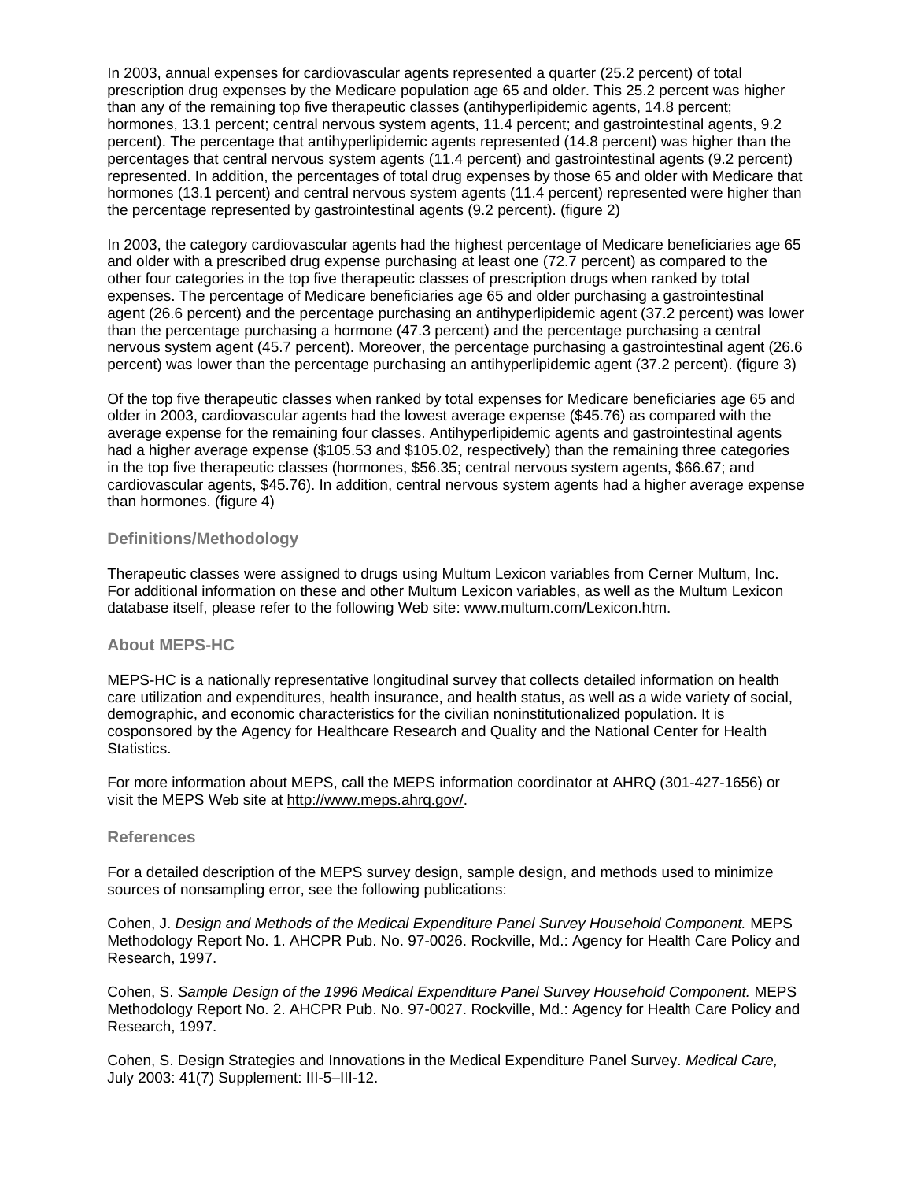In 2003, annual expenses for cardiovascular agents represented a quarter (25.2 percent) of total prescription drug expenses by the Medicare population age 65 and older. This 25.2 percent was higher than any of the remaining top five therapeutic classes (antihyperlipidemic agents, 14.8 percent; hormones, 13.1 percent; central nervous system agents, 11.4 percent; and gastrointestinal agents, 9.2 percent). The percentage that antihyperlipidemic agents represented (14.8 percent) was higher than the percentages that central nervous system agents (11.4 percent) and gastrointestinal agents (9.2 percent) represented. In addition, the percentages of total drug expenses by those 65 and older with Medicare that hormones (13.1 percent) and central nervous system agents (11.4 percent) represented were higher than the percentage represented by gastrointestinal agents (9.2 percent). (figure 2)

In 2003, the category cardiovascular agents had the highest percentage of Medicare beneficiaries age 65 and older with a prescribed drug expense purchasing at least one (72.7 percent) as compared to the other four categories in the top five therapeutic classes of prescription drugs when ranked by total expenses. The percentage of Medicare beneficiaries age 65 and older purchasing a gastrointestinal agent (26.6 percent) and the percentage purchasing an antihyperlipidemic agent (37.2 percent) was lower than the percentage purchasing a hormone (47.3 percent) and the percentage purchasing a central nervous system agent (45.7 percent). Moreover, the percentage purchasing a gastrointestinal agent (26.6 percent) was lower than the percentage purchasing an antihyperlipidemic agent (37.2 percent). (figure 3)

Of the top five therapeutic classes when ranked by total expenses for Medicare beneficiaries age 65 and older in 2003, cardiovascular agents had the lowest average expense ($45.76) as compared with the average expense for the remaining four classes. Antihyperlipidemic agents and gastrointestinal agents had a higher average expense ($105.53 and $105.02, respectively) than the remaining three categories in the top five therapeutic classes (hormones, $56.35; central nervous system agents, $66.67; and cardiovascular agents, $45.76). In addition, central nervous system agents had a higher average expense than hormones. (figure 4)

### Definitions/Methodology

Therapeutic classes were assigned to drugs using Multum Lexicon variables from Cerner Multum, Inc. For additional information on these and other Multum Lexicon variables, as well as the Multum Lexicon database itself, please refer to the following Web site: www.multum.com/Lexicon.htm.

### About MEPS-HC

MEPS-HC is a nationally representative longitudinal survey that collects detailed information on health care utilization and expenditures, health insurance, and health status, as well as a wide variety of social, demographic, and economic characteristics for the civilian noninstitutionalized population. It is cosponsored by the Agency for Healthcare Research and Quality and the National Center for Health Statistics.

For more information about MEPS, call the MEPS information coordinator at AHRQ (301-427-1656) or visit the MEPS Web site at http://www.meps.ahrq.gov/.

### References

For a detailed description of the MEPS survey design, sample design, and methods used to minimize sources of nonsampling error, see the following publications:

Cohen, J. *Design and Methods of the Medical Expenditure Panel Survey Household Component.* MEPS Methodology Report No. 1. AHCPR Pub. No. 97-0026. Rockville, Md.: Agency for Health Care Policy and Research, 1997.

Cohen, S. *Sample Design of the 1996 Medical Expenditure Panel Survey Household Component.* MEPS Methodology Report No. 2. AHCPR Pub. No. 97-0027. Rockville, Md.: Agency for Health Care Policy and Research, 1997.

Cohen, S. Design Strategies and Innovations in the Medical Expenditure Panel Survey. *Medical Care,* July 2003: 41(7) Supplement: III-5–III-12.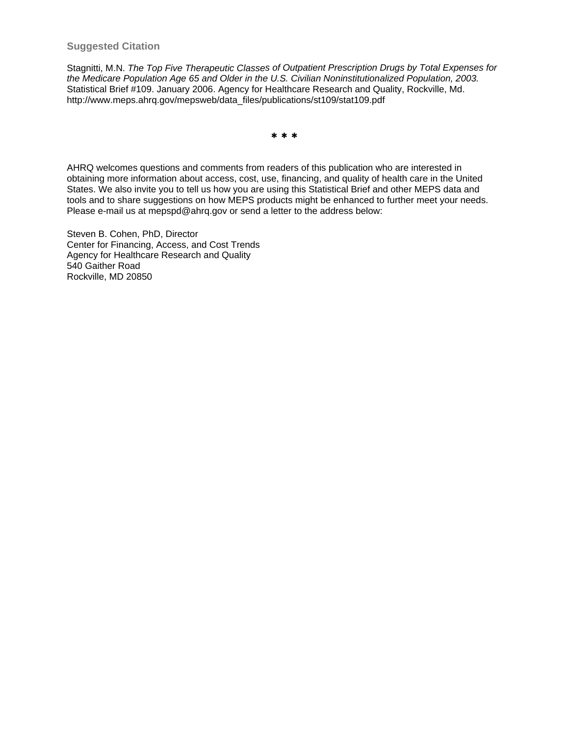### Suggested Citation

Stagnitti, M.N. *The Top Five Therapeutic Classes of Outpatient Prescription Drugs by Total Expenses for the Medicare Population Age 65 and Older in the U.S. Civilian Noninstitutionalized Population, 2003.* Statistical Brief #109. January 2006. Agency for Healthcare Research and Quality, Rockville, Md. http://www.meps.ahrq.gov/mepsweb/data_files/publications/st109/stat109.pdf

* * *

AHRQ welcomes questions and comments from readers of this publication who are interested in obtaining more information about access, cost, use, financing, and quality of health care in the United States. We also invite you to tell us how you are using this Statistical Brief and other MEPS data and tools and to share suggestions on how MEPS products might be enhanced to further meet your needs. Please e-mail us at mepspd@ahrq.gov or send a letter to the address below:

Steven B. Cohen, PhD, Director
Center for Financing, Access, and Cost Trends
Agency for Healthcare Research and Quality
540 Gaither Road
Rockville, MD 20850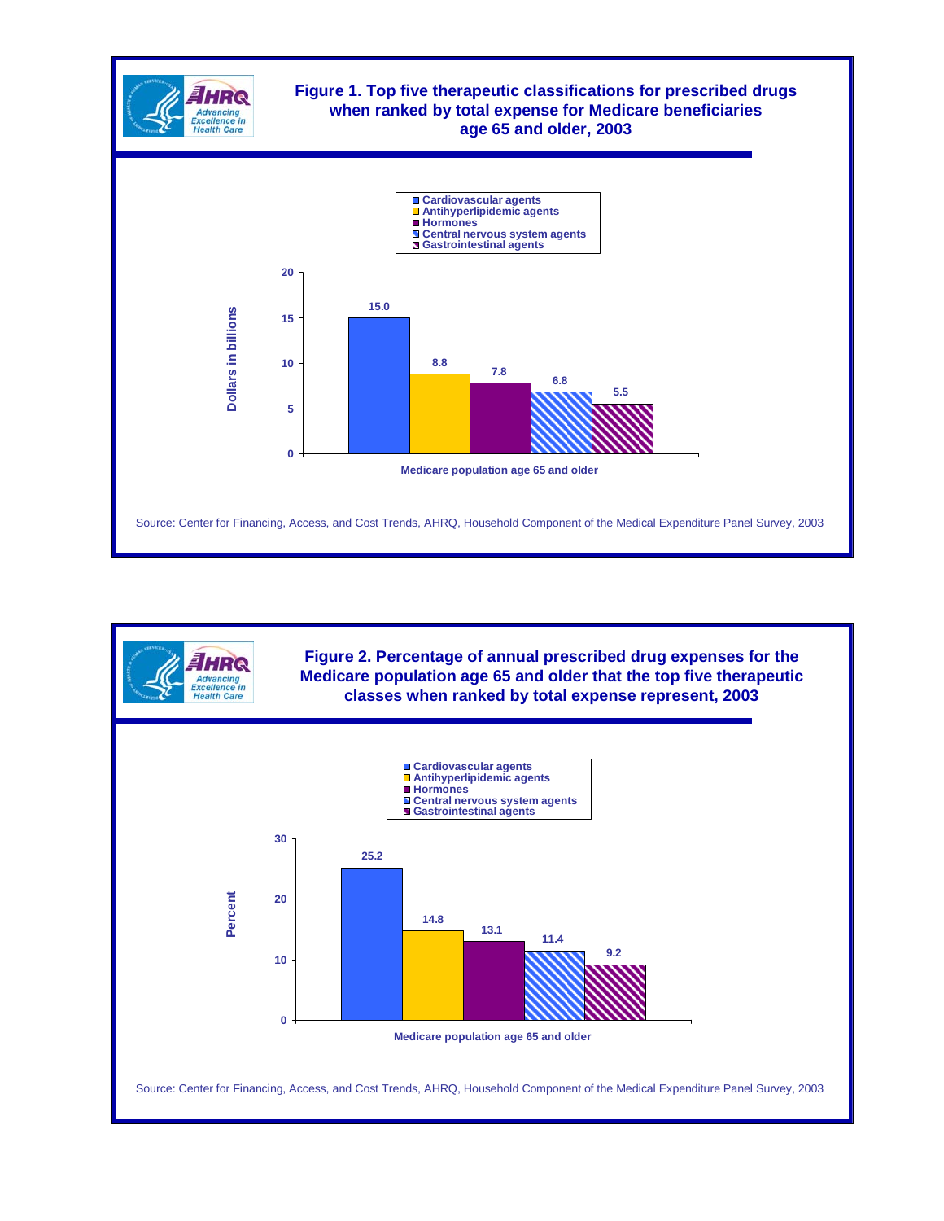## Figure 1. Top five therapeutic classifications for prescribed drugs when ranked by total expense for Medicare beneficiaries age 65 and older, 2003

| Medicare population age 65 and older | Dollars in billions |
|---|---|
| Cardiovascular agents | 15.0 |
| Antihyperlipidemic agents | 8.8 |
| Hormones | 7.8 |
| Central nervous system agents | 6.8 |
| Gastrointestinal agents | 5.5 |

Source: Center for Financing, Access, and Cost Trends, AHRQ, Household Component of the Medical Expenditure Panel Survey, 2003

## Figure 2. Percentage of annual prescribed drug expenses for the Medicare population age 65 and older that the top five therapeutic classes when ranked by total expense represent, 2003

| Medicare population age 65 and older | Percent |
|---|---|
| Cardiovascular agents | 25.2 |
| Antihyperlipidemic agents | 14.8 |
| Hormones | 13.1 |
| Central nervous system agents | 11.4 |
| Gastrointestinal agents | 9.2 |

Source: Center for Financing, Access, and Cost Trends, AHRQ, Household Component of the Medical Expenditure Panel Survey, 2003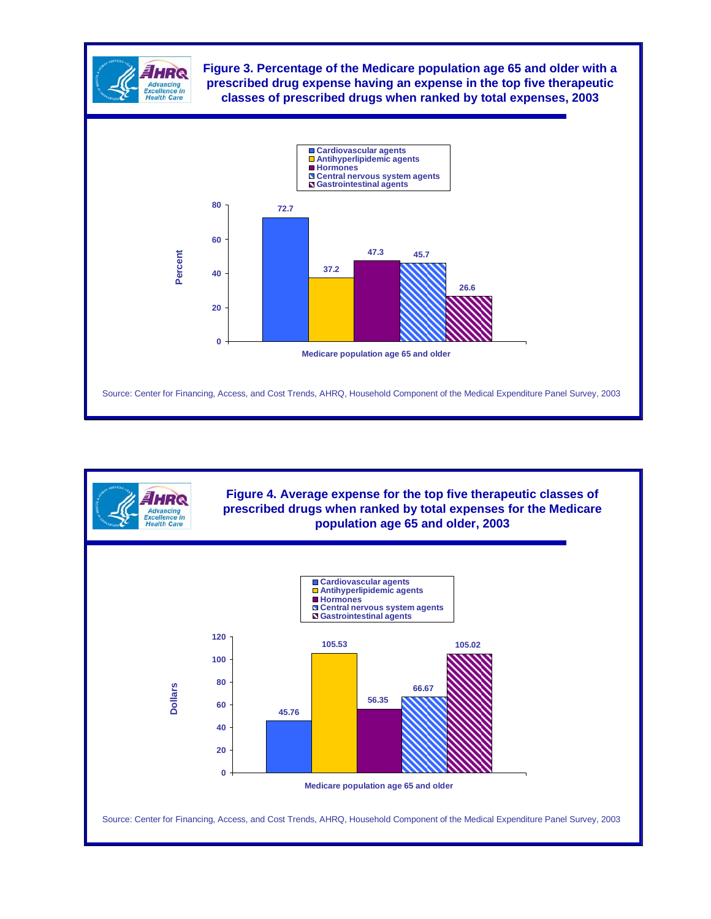**Figure 3. Percentage of the Medicare population age 65 and older with a prescribed drug expense having an expense in the top five therapeutic classes of prescribed drugs when ranked by total expenses, 2003**

Cardiovascular agents
Antihyperlipidemic agents
Hormones
Central nervous system agents
Gastrointestinal agents

Percent

80
60
40
20
0

72.7
37.2
47.3
45.7
26.6

Medicare population age 65 and older

Source: Center for Financing, Access, and Cost Trends, AHRQ, Household Component of the Medical Expenditure Panel Survey, 2003

**Figure 4. Average expense for the top five therapeutic classes of prescribed drugs when ranked by total expenses for the Medicare population age 65 and older, 2003**

Cardiovascular agents
Antihyperlipidemic agents
Hormones
Central nervous system agents
Gastrointestinal agents

Dollars

120
100
80
60
40
20
0

45.76
105.53
56.35
66.67
105.02

Medicare population age 65 and older

Source: Center for Financing, Access, and Cost Trends, AHRQ, Household Component of the Medical Expenditure Panel Survey, 2003